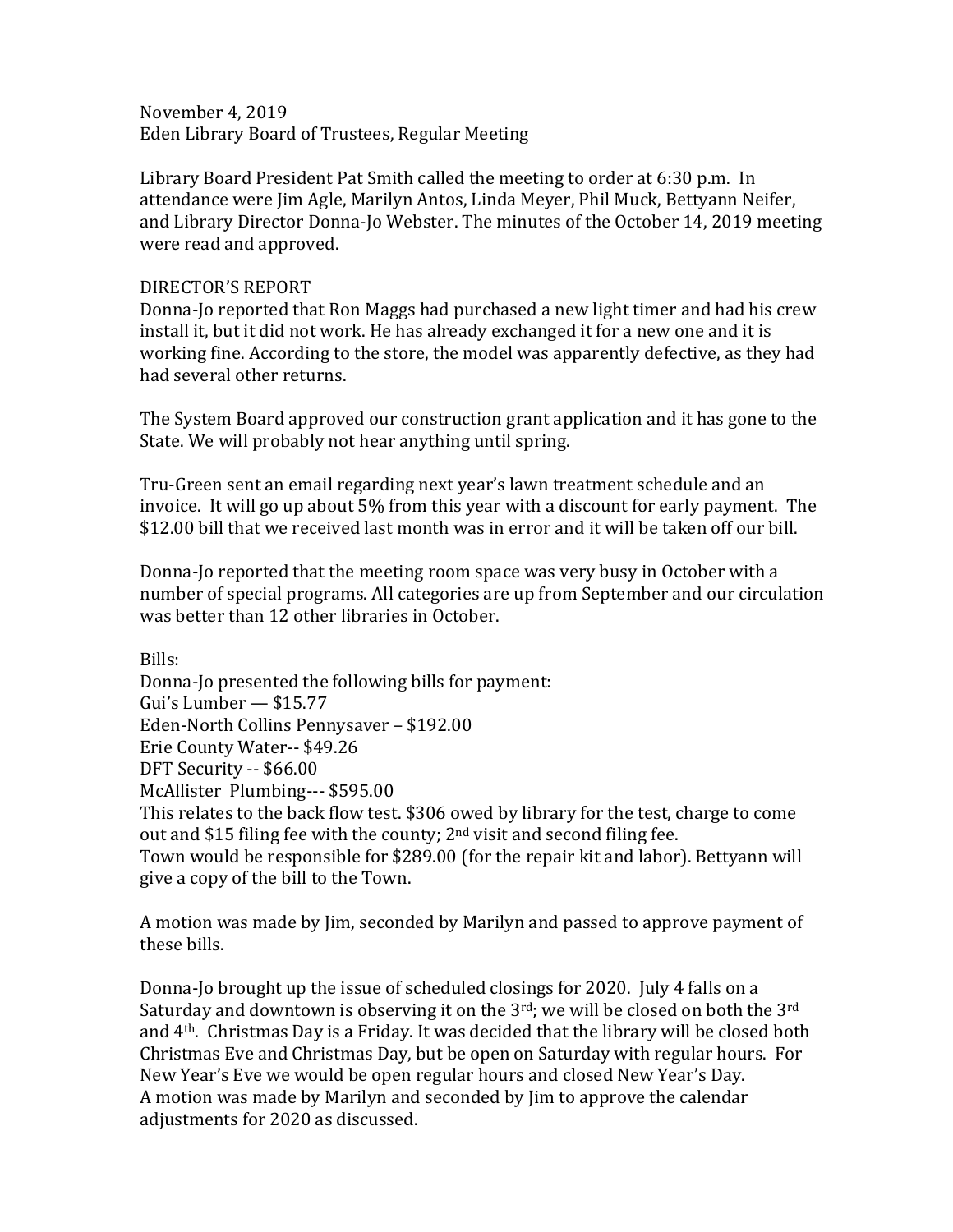November 4, 2019
Eden Library Board of Trustees, Regular Meeting

Library Board President Pat Smith called the meeting to order at 6:30 p.m. In attendance were Jim Agle, Marilyn Antos, Linda Meyer, Phil Muck, Bettyann Neifer, and Library Director Donna-Jo Webster. The minutes of the October 14, 2019 meeting were read and approved.

DIRECTOR'S REPORT
Donna-Jo reported that Ron Maggs had purchased a new light timer and had his crew install it, but it did not work. He has already exchanged it for a new one and it is working fine. According to the store, the model was apparently defective, as they had had several other returns.

The System Board approved our construction grant application and it has gone to the State. We will probably not hear anything until spring.

Tru-Green sent an email regarding next year's lawn treatment schedule and an invoice. It will go up about 5% from this year with a discount for early payment. The $12.00 bill that we received last month was in error and it will be taken off our bill.

Donna-Jo reported that the meeting room space was very busy in October with a number of special programs. All categories are up from September and our circulation was better than 12 other libraries in October.

Bills:
Donna-Jo presented the following bills for payment:
Gui's Lumber — $15.77
Eden-North Collins Pennysaver – $192.00
Erie County Water-- $49.26
DFT Security -- $66.00
McAllister Plumbing--- $595.00
This relates to the back flow test. $306 owed by library for the test, charge to come out and $15 filing fee with the county; 2nd visit and second filing fee.
Town would be responsible for $289.00 (for the repair kit and labor). Bettyann will give a copy of the bill to the Town.

A motion was made by Jim, seconded by Marilyn and passed to approve payment of these bills.

Donna-Jo brought up the issue of scheduled closings for 2020. July 4 falls on a Saturday and downtown is observing it on the 3rd; we will be closed on both the 3rd and 4th. Christmas Day is a Friday. It was decided that the library will be closed both Christmas Eve and Christmas Day, but be open on Saturday with regular hours. For New Year's Eve we would be open regular hours and closed New Year's Day.
A motion was made by Marilyn and seconded by Jim to approve the calendar adjustments for 2020 as discussed.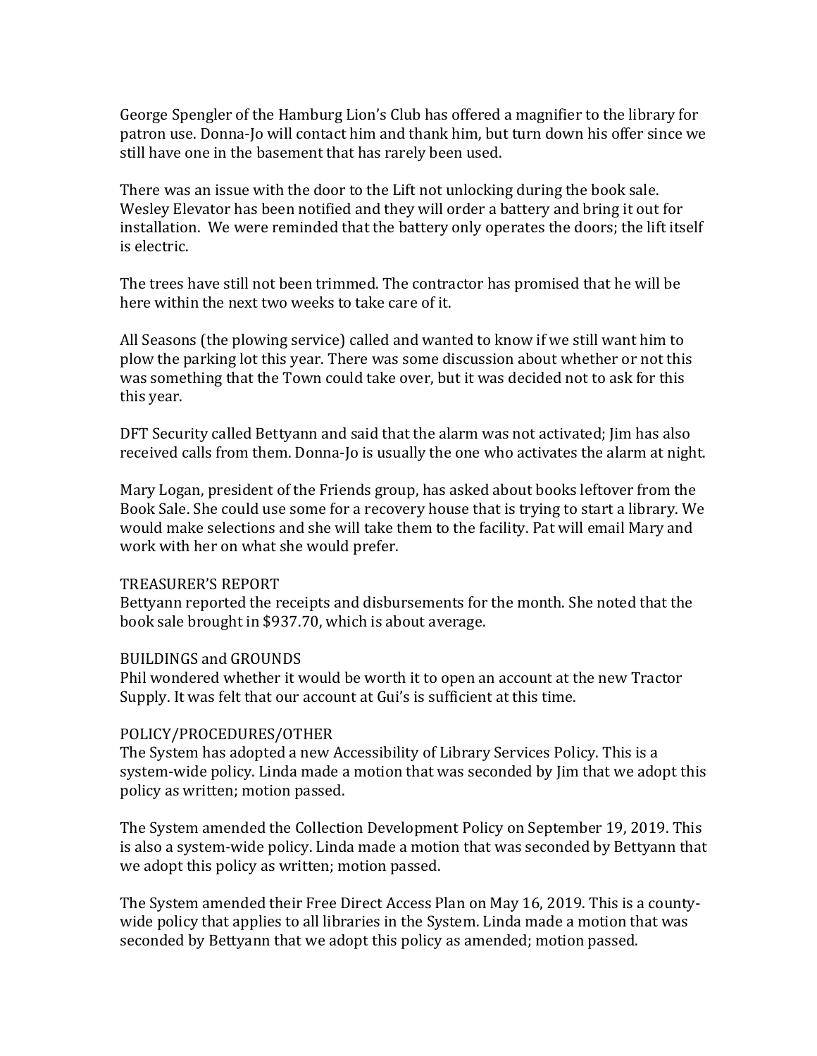George Spengler of the Hamburg Lion's Club has offered a magnifier to the library for patron use. Donna-Jo will contact him and thank him, but turn down his offer since we still have one in the basement that has rarely been used.

There was an issue with the door to the Lift not unlocking during the book sale. Wesley Elevator has been notified and they will order a battery and bring it out for installation. We were reminded that the battery only operates the doors; the lift itself is electric.

The trees have still not been trimmed. The contractor has promised that he will be here within the next two weeks to take care of it.

All Seasons (the plowing service) called and wanted to know if we still want him to plow the parking lot this year. There was some discussion about whether or not this was something that the Town could take over, but it was decided not to ask for this this year.

DFT Security called Bettyann and said that the alarm was not activated; Jim has also received calls from them. Donna-Jo is usually the one who activates the alarm at night.

Mary Logan, president of the Friends group, has asked about books leftover from the Book Sale. She could use some for a recovery house that is trying to start a library. We would make selections and she will take them to the facility. Pat will email Mary and work with her on what she would prefer.

TREASURER'S REPORT
Bettyann reported the receipts and disbursements for the month. She noted that the book sale brought in $937.70, which is about average.

BUILDINGS and GROUNDS
Phil wondered whether it would be worth it to open an account at the new Tractor Supply. It was felt that our account at Gui's is sufficient at this time.

POLICY/PROCEDURES/OTHER
The System has adopted a new Accessibility of Library Services Policy. This is a system-wide policy. Linda made a motion that was seconded by Jim that we adopt this policy as written; motion passed.

The System amended the Collection Development Policy on September 19, 2019. This is also a system-wide policy. Linda made a motion that was seconded by Bettyann that we adopt this policy as written; motion passed.

The System amended their Free Direct Access Plan on May 16, 2019. This is a county-wide policy that applies to all libraries in the System. Linda made a motion that was seconded by Bettyann that we adopt this policy as amended; motion passed.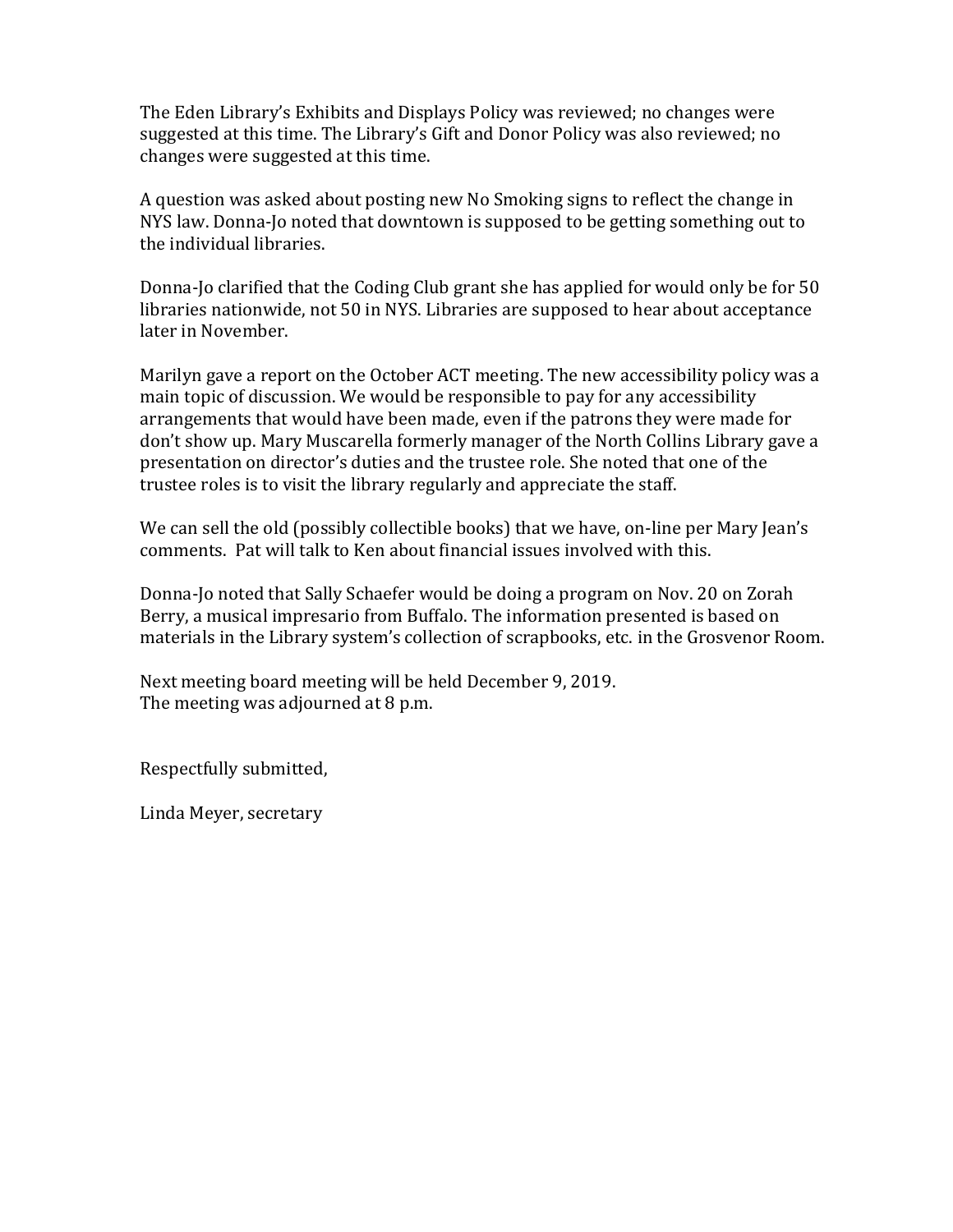The Eden Library's Exhibits and Displays Policy was reviewed; no changes were suggested at this time. The Library's Gift and Donor Policy was also reviewed; no changes were suggested at this time.

A question was asked about posting new No Smoking signs to reflect the change in NYS law. Donna-Jo noted that downtown is supposed to be getting something out to the individual libraries.

Donna-Jo clarified that the Coding Club grant she has applied for would only be for 50 libraries nationwide, not 50 in NYS. Libraries are supposed to hear about acceptance later in November.

Marilyn gave a report on the October ACT meeting. The new accessibility policy was a main topic of discussion. We would be responsible to pay for any accessibility arrangements that would have been made, even if the patrons they were made for don't show up. Mary Muscarella formerly manager of the North Collins Library gave a presentation on director's duties and the trustee role. She noted that one of the trustee roles is to visit the library regularly and appreciate the staff.

We can sell the old (possibly collectible books) that we have, on-line per Mary Jean's comments. Pat will talk to Ken about financial issues involved with this.

Donna-Jo noted that Sally Schaefer would be doing a program on Nov. 20 on Zorah Berry, a musical impresario from Buffalo. The information presented is based on materials in the Library system's collection of scrapbooks, etc. in the Grosvenor Room.

Next meeting board meeting will be held December 9, 2019.
The meeting was adjourned at 8 p.m.

Respectfully submitted,

Linda Meyer, secretary